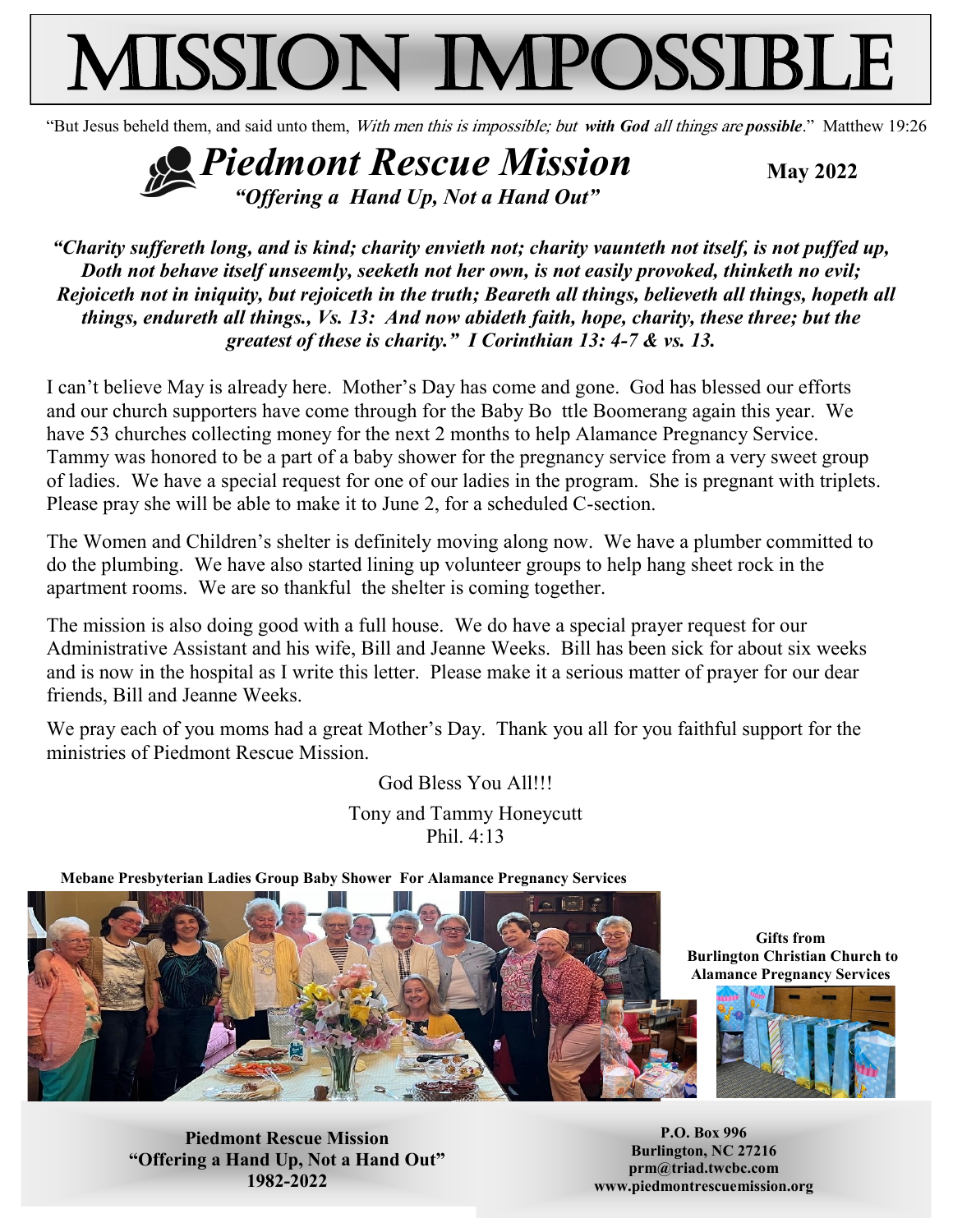# MISSION IMPOSSIBLE

"But Jesus beheld them, and said unto them, *With men this is impossible; but* ***with God*** *all things are* ***possible***." Matthew 19:26

## *Piedmont Rescue Mission*

***"Offering a Hand Up, Not a Hand Out"***

**May 2022**

***"Charity suffereth long, and is kind; charity envieth not; charity vaunteth not itself, is not puffed up, Doth not behave itself unseemly, seeketh not her own, is not easily provoked, thinketh no evil; Rejoiceth not in iniquity, but rejoiceth in the truth; Beareth all things, believeth all things, hopeth all things, endureth all things., Vs. 13: And now abideth faith, hope, charity, these three; but the greatest of these is charity." I Corinthian 13: 4-7 & vs. 13.***

I can't believe May is already here. Mother's Day has come and gone. God has blessed our efforts and our church supporters have come through for the Baby Bo ttle Boomerang again this year. We have 53 churches collecting money for the next 2 months to help Alamance Pregnancy Service. Tammy was honored to be a part of a baby shower for the pregnancy service from a very sweet group of ladies. We have a special request for one of our ladies in the program. She is pregnant with triplets. Please pray she will be able to make it to June 2, for a scheduled C-section.

The Women and Children's shelter is definitely moving along now. We have a plumber committed to do the plumbing. We have also started lining up volunteer groups to help hang sheet rock in the apartment rooms. We are so thankful the shelter is coming together.

The mission is also doing good with a full house. We do have a special prayer request for our Administrative Assistant and his wife, Bill and Jeanne Weeks. Bill has been sick for about six weeks and is now in the hospital as I write this letter. Please make it a serious matter of prayer for our dear friends, Bill and Jeanne Weeks.

We pray each of you moms had a great Mother's Day. Thank you all for you faithful support for the ministries of Piedmont Rescue Mission.

God Bless You All!!!

Tony and Tammy Honeycutt
Phil. 4:13

**Mebane Presbyterian Ladies Group Baby Shower For Alamance Pregnancy Services**

**Gifts from Burlington Christian Church to Alamance Pregnancy Services**

**Piedmont Rescue Mission**
**"Offering a Hand Up, Not a Hand Out"**
**1982-2022**

**P.O. Box 996**
**Burlington, NC 27216**
**prm@triad.twcbc.com**
**www.piedmontrescuemission.org**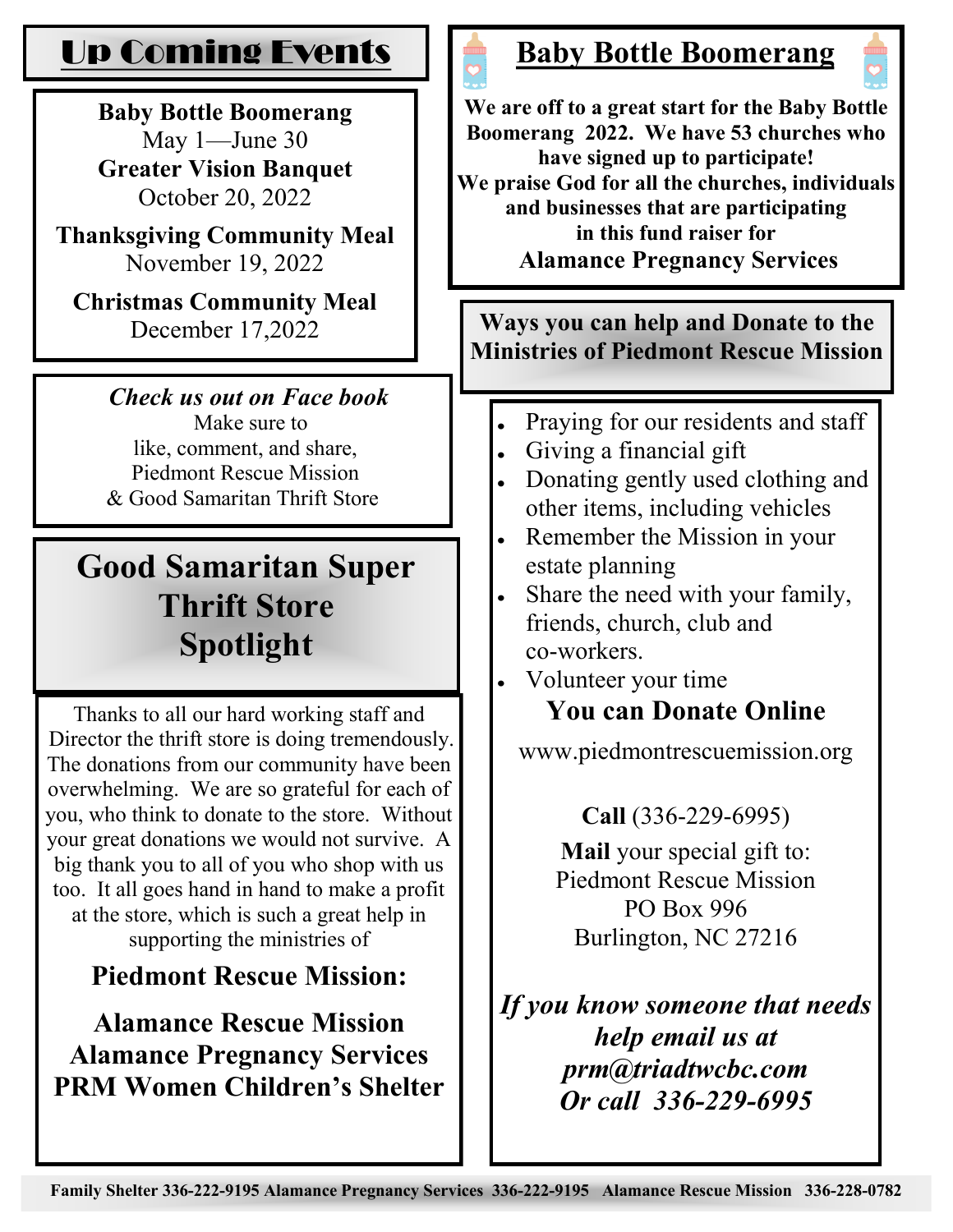# Up Coming Events

**Baby Bottle Boomerang**
May 1—June 30

**Greater Vision Banquet**
October 20, 2022

**Thanksgiving Community Meal**
November 19, 2022

**Christmas Community Meal**
December 17,2022

***Check us out on Face book***
Make sure to
like, comment, and share,
Piedmont Rescue Mission
& Good Samaritan Thrift Store

## Good Samaritan Super Thrift Store Spotlight

Thanks to all our hard working staff and Director the thrift store is doing tremendously. The donations from our community have been overwhelming. We are so grateful for each of you, who think to donate to the store. Without your great donations we would not survive. A big thank you to all of you who shop with us too. It all goes hand in hand to make a profit at the store, which is such a great help in supporting the ministries of

**Piedmont Rescue Mission:**

**Alamance Rescue Mission**
**Alamance Pregnancy Services**
**PRM Women Children's Shelter**

## Baby Bottle Boomerang

**We are off to a great start for the Baby Bottle Boomerang 2022. We have 53 churches who have signed up to participate!**
**We praise God for all the churches, individuals and businesses that are participating in this fund raiser for**
**Alamance Pregnancy Services**

## Ways you can help and Donate to the Ministries of Piedmont Rescue Mission

- Praying for our residents and staff
- Giving a financial gift
- Donating gently used clothing and other items, including vehicles
- Remember the Mission in your estate planning
- Share the need with your family, friends, church, club and co-workers.
- Volunteer your time

**You can Donate Online**

www.piedmontrescuemission.org

**Call** (336-229-6995)

**Mail** your special gift to:
Piedmont Rescue Mission
PO Box 996
Burlington, NC 27216

***If you know someone that needs help email us at prm@triadtwcbc.com Or call 336-229-6995***

**Family Shelter 336-222-9195 Alamance Pregnancy Services 336-222-9195 Alamance Rescue Mission 336-228-0782**